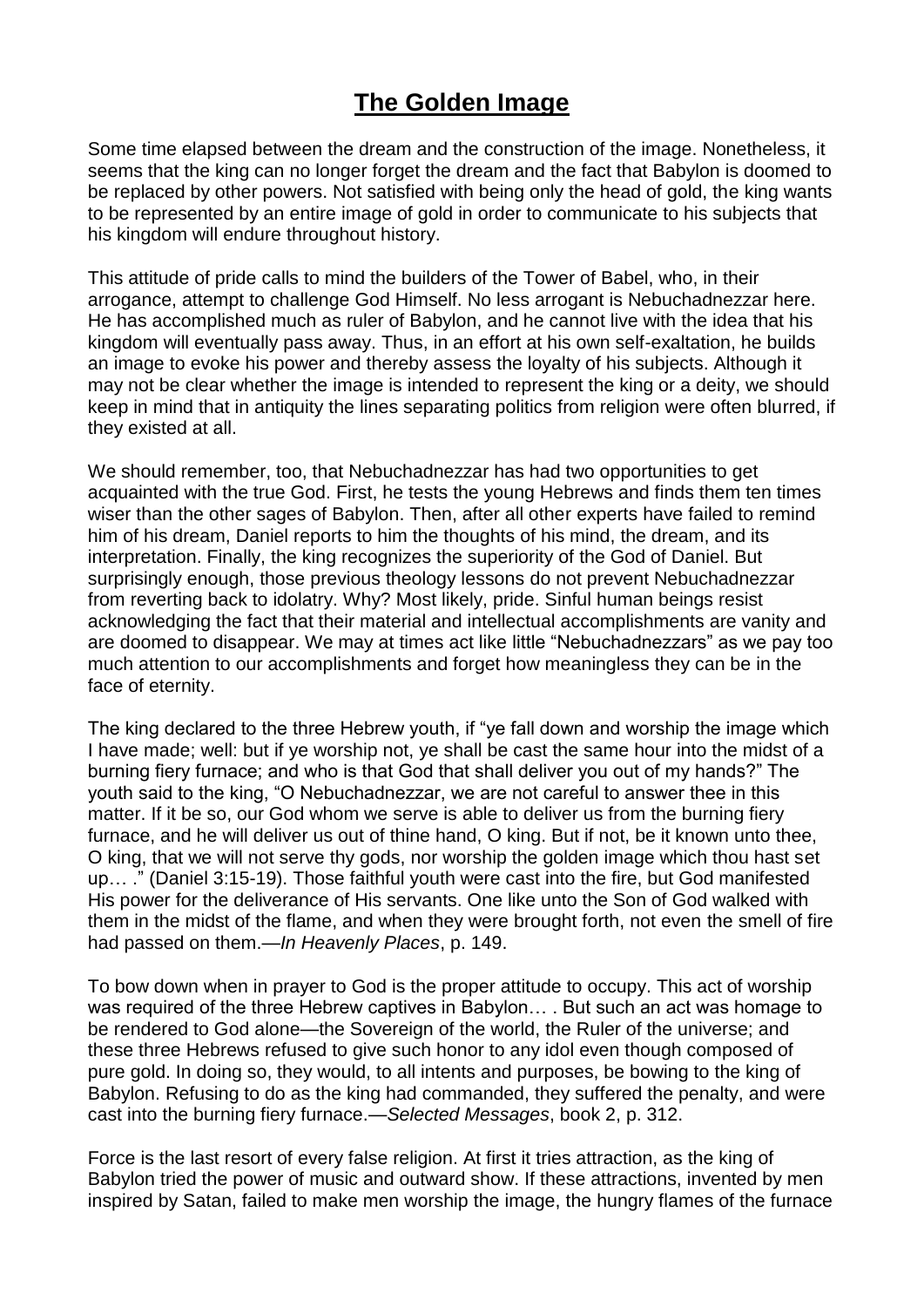# The Golden Image

Some time elapsed between the dream and the construction of the image. Nonetheless, it seems that the king can no longer forget the dream and the fact that Babylon is doomed to be replaced by other powers. Not satisfied with being only the head of gold, the king wants to be represented by an entire image of gold in order to communicate to his subjects that his kingdom will endure throughout history.

This attitude of pride calls to mind the builders of the Tower of Babel, who, in their arrogance, attempt to challenge God Himself. No less arrogant is Nebuchadnezzar here. He has accomplished much as ruler of Babylon, and he cannot live with the idea that his kingdom will eventually pass away. Thus, in an effort at his own self-exaltation, he builds an image to evoke his power and thereby assess the loyalty of his subjects. Although it may not be clear whether the image is intended to represent the king or a deity, we should keep in mind that in antiquity the lines separating politics from religion were often blurred, if they existed at all.

We should remember, too, that Nebuchadnezzar has had two opportunities to get acquainted with the true God. First, he tests the young Hebrews and finds them ten times wiser than the other sages of Babylon. Then, after all other experts have failed to remind him of his dream, Daniel reports to him the thoughts of his mind, the dream, and its interpretation. Finally, the king recognizes the superiority of the God of Daniel. But surprisingly enough, those previous theology lessons do not prevent Nebuchadnezzar from reverting back to idolatry. Why? Most likely, pride. Sinful human beings resist acknowledging the fact that their material and intellectual accomplishments are vanity and are doomed to disappear. We may at times act like little "Nebuchadnezzars" as we pay too much attention to our accomplishments and forget how meaningless they can be in the face of eternity.

The king declared to the three Hebrew youth, if "ye fall down and worship the image which I have made; well: but if ye worship not, ye shall be cast the same hour into the midst of a burning fiery furnace; and who is that God that shall deliver you out of my hands?" The youth said to the king, "O Nebuchadnezzar, we are not careful to answer thee in this matter. If it be so, our God whom we serve is able to deliver us from the burning fiery furnace, and he will deliver us out of thine hand, O king. But if not, be it known unto thee, O king, that we will not serve thy gods, nor worship the golden image which thou hast set up… ." (Daniel 3:15-19). Those faithful youth were cast into the fire, but God manifested His power for the deliverance of His servants. One like unto the Son of God walked with them in the midst of the flame, and when they were brought forth, not even the smell of fire had passed on them.—*In Heavenly Places*, p. 149.

To bow down when in prayer to God is the proper attitude to occupy. This act of worship was required of the three Hebrew captives in Babylon… . But such an act was homage to be rendered to God alone—the Sovereign of the world, the Ruler of the universe; and these three Hebrews refused to give such honor to any idol even though composed of pure gold. In doing so, they would, to all intents and purposes, be bowing to the king of Babylon. Refusing to do as the king had commanded, they suffered the penalty, and were cast into the burning fiery furnace.—*Selected Messages*, book 2, p. 312.

Force is the last resort of every false religion. At first it tries attraction, as the king of Babylon tried the power of music and outward show. If these attractions, invented by men inspired by Satan, failed to make men worship the image, the hungry flames of the furnace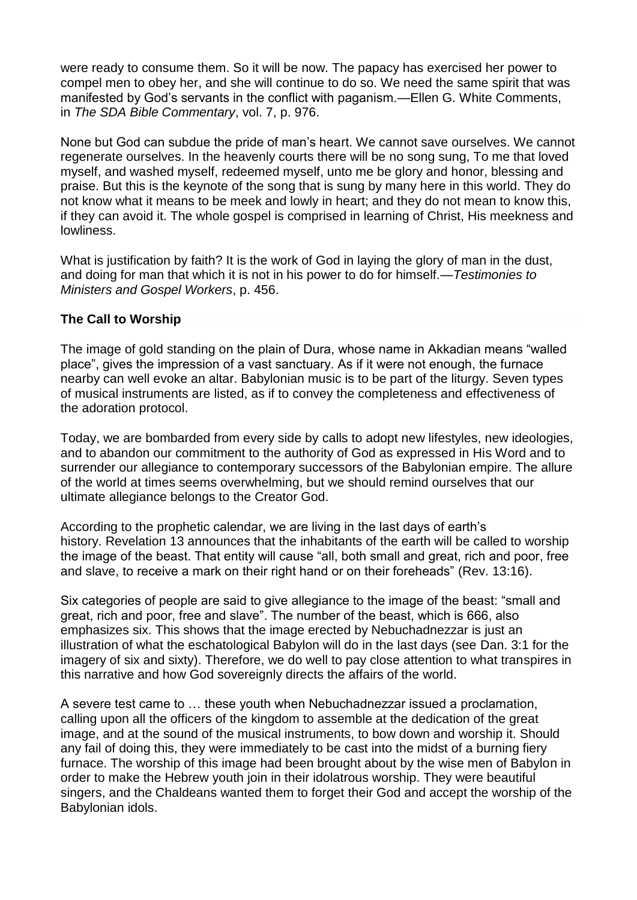were ready to consume them. So it will be now. The papacy has exercised her power to compel men to obey her, and she will continue to do so. We need the same spirit that was manifested by God's servants in the conflict with paganism.—Ellen G. White Comments, in *The SDA Bible Commentary*, vol. 7, p. 976.

None but God can subdue the pride of man's heart. We cannot save ourselves. We cannot regenerate ourselves. In the heavenly courts there will be no song sung, To me that loved myself, and washed myself, redeemed myself, unto me be glory and honor, blessing and praise. But this is the keynote of the song that is sung by many here in this world. They do not know what it means to be meek and lowly in heart; and they do not mean to know this, if they can avoid it. The whole gospel is comprised in learning of Christ, His meekness and lowliness.

What is justification by faith? It is the work of God in laying the glory of man in the dust, and doing for man that which it is not in his power to do for himself.—*Testimonies to Ministers and Gospel Workers*, p. 456.

**The Call to Worship**

The image of gold standing on the plain of Dura, whose name in Akkadian means "walled place", gives the impression of a vast sanctuary. As if it were not enough, the furnace nearby can well evoke an altar. Babylonian music is to be part of the liturgy. Seven types of musical instruments are listed, as if to convey the completeness and effectiveness of the adoration protocol.

Today, we are bombarded from every side by calls to adopt new lifestyles, new ideologies, and to abandon our commitment to the authority of God as expressed in His Word and to surrender our allegiance to contemporary successors of the Babylonian empire. The allure of the world at times seems overwhelming, but we should remind ourselves that our ultimate allegiance belongs to the Creator God.

According to the prophetic calendar, we are living in the last days of earth's history. Revelation 13 announces that the inhabitants of the earth will be called to worship the image of the beast. That entity will cause "all, both small and great, rich and poor, free and slave, to receive a mark on their right hand or on their foreheads" (Rev. 13:16).

Six categories of people are said to give allegiance to the image of the beast: "small and great, rich and poor, free and slave". The number of the beast, which is 666, also emphasizes six. This shows that the image erected by Nebuchadnezzar is just an illustration of what the eschatological Babylon will do in the last days (see Dan. 3:1 for the imagery of six and sixty). Therefore, we do well to pay close attention to what transpires in this narrative and how God sovereignly directs the affairs of the world.

A severe test came to … these youth when Nebuchadnezzar issued a proclamation, calling upon all the officers of the kingdom to assemble at the dedication of the great image, and at the sound of the musical instruments, to bow down and worship it. Should any fail of doing this, they were immediately to be cast into the midst of a burning fiery furnace. The worship of this image had been brought about by the wise men of Babylon in order to make the Hebrew youth join in their idolatrous worship. They were beautiful singers, and the Chaldeans wanted them to forget their God and accept the worship of the Babylonian idols.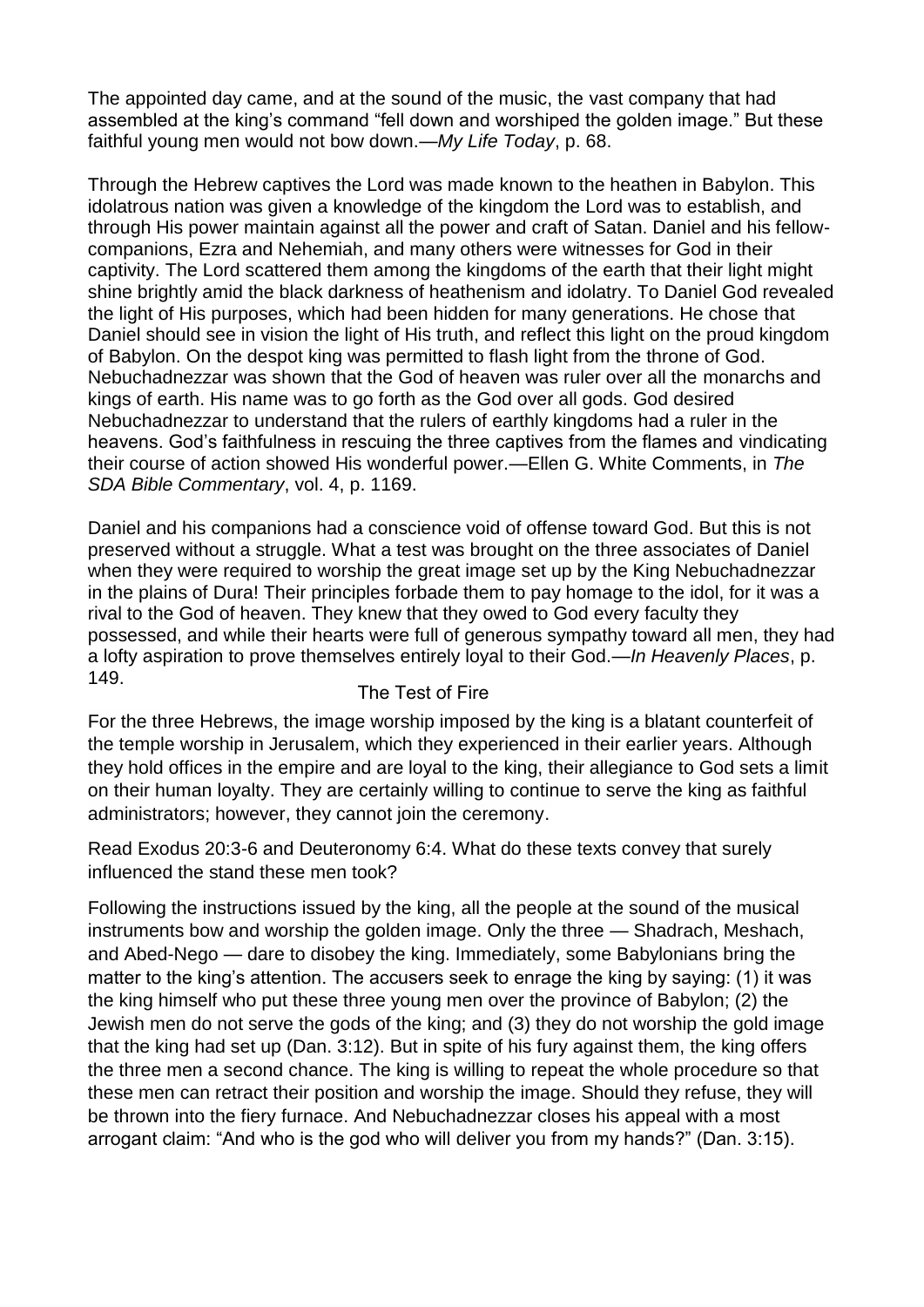The appointed day came, and at the sound of the music, the vast company that had assembled at the king's command "fell down and worshiped the golden image." But these faithful young men would not bow down.—*My Life Today*, p. 68.

Through the Hebrew captives the Lord was made known to the heathen in Babylon. This idolatrous nation was given a knowledge of the kingdom the Lord was to establish, and through His power maintain against all the power and craft of Satan. Daniel and his fellow-companions, Ezra and Nehemiah, and many others were witnesses for God in their captivity. The Lord scattered them among the kingdoms of the earth that their light might shine brightly amid the black darkness of heathenism and idolatry. To Daniel God revealed the light of His purposes, which had been hidden for many generations. He chose that Daniel should see in vision the light of His truth, and reflect this light on the proud kingdom of Babylon. On the despot king was permitted to flash light from the throne of God. Nebuchadnezzar was shown that the God of heaven was ruler over all the monarchs and kings of earth. His name was to go forth as the God over all gods. God desired Nebuchadnezzar to understand that the rulers of earthly kingdoms had a ruler in the heavens. God's faithfulness in rescuing the three captives from the flames and vindicating their course of action showed His wonderful power.—Ellen G. White Comments, in *The SDA Bible Commentary*, vol. 4, p. 1169.

Daniel and his companions had a conscience void of offense toward God. But this is not preserved without a struggle. What a test was brought on the three associates of Daniel when they were required to worship the great image set up by the King Nebuchadnezzar in the plains of Dura! Their principles forbade them to pay homage to the idol, for it was a rival to the God of heaven. They knew that they owed to God every faculty they possessed, and while their hearts were full of generous sympathy toward all men, they had a lofty aspiration to prove themselves entirely loyal to their God.—*In Heavenly Places*, p. 149.

## The Test of Fire

For the three Hebrews, the image worship imposed by the king is a blatant counterfeit of the temple worship in Jerusalem, which they experienced in their earlier years. Although they hold offices in the empire and are loyal to the king, their allegiance to God sets a limit on their human loyalty. They are certainly willing to continue to serve the king as faithful administrators; however, they cannot join the ceremony.

Read Exodus 20:3-6 and Deuteronomy 6:4. What do these texts convey that surely influenced the stand these men took?

Following the instructions issued by the king, all the people at the sound of the musical instruments bow and worship the golden image. Only the three — Shadrach, Meshach, and Abed-Nego — dare to disobey the king. Immediately, some Babylonians bring the matter to the king's attention. The accusers seek to enrage the king by saying: (1) it was the king himself who put these three young men over the province of Babylon; (2) the Jewish men do not serve the gods of the king; and (3) they do not worship the gold image that the king had set up (Dan. 3:12). But in spite of his fury against them, the king offers the three men a second chance. The king is willing to repeat the whole procedure so that these men can retract their position and worship the image. Should they refuse, they will be thrown into the fiery furnace. And Nebuchadnezzar closes his appeal with a most arrogant claim: "And who is the god who will deliver you from my hands?" (Dan. 3:15).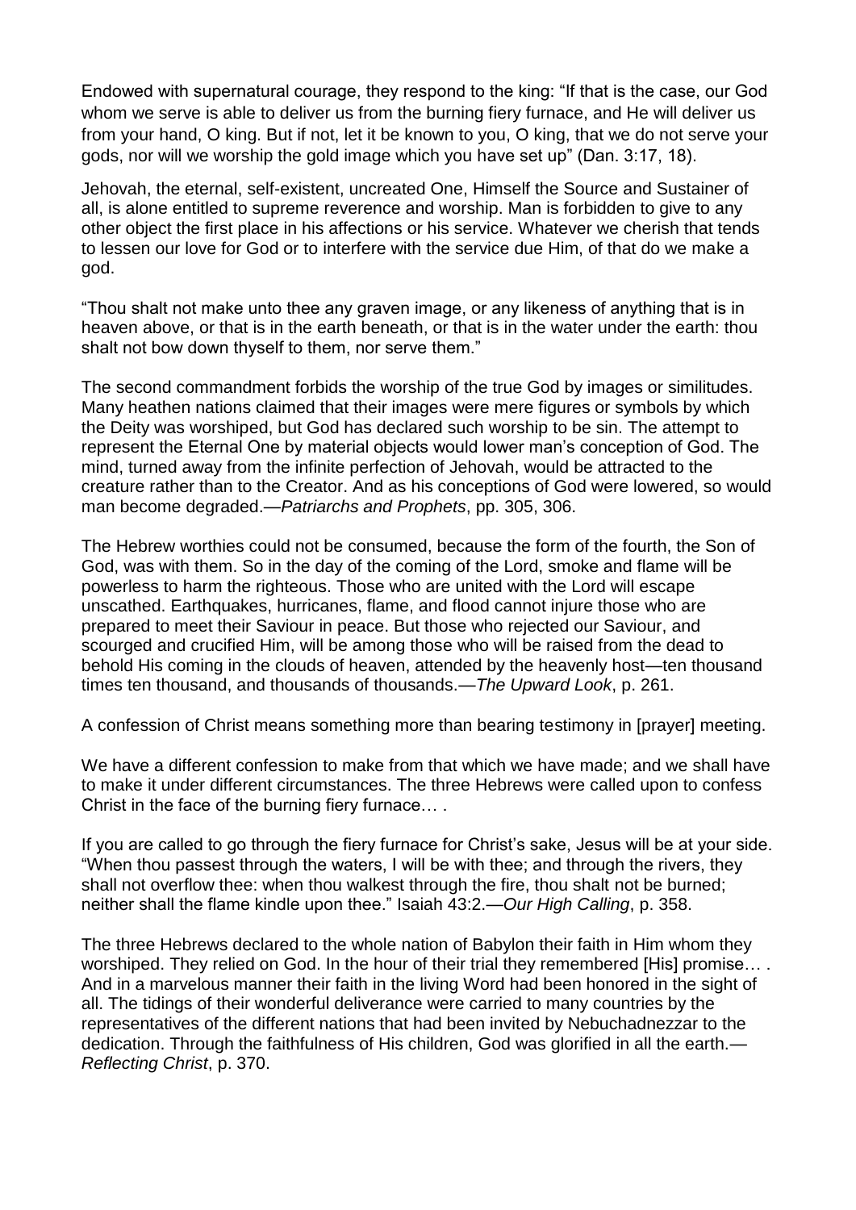Endowed with supernatural courage, they respond to the king: "If that is the case, our God whom we serve is able to deliver us from the burning fiery furnace, and He will deliver us from your hand, O king. But if not, let it be known to you, O king, that we do not serve your gods, nor will we worship the gold image which you have set up" (Dan. 3:17, 18).

Jehovah, the eternal, self-existent, uncreated One, Himself the Source and Sustainer of all, is alone entitled to supreme reverence and worship. Man is forbidden to give to any other object the first place in his affections or his service. Whatever we cherish that tends to lessen our love for God or to interfere with the service due Him, of that do we make a god.

"Thou shalt not make unto thee any graven image, or any likeness of anything that is in heaven above, or that is in the earth beneath, or that is in the water under the earth: thou shalt not bow down thyself to them, nor serve them."

The second commandment forbids the worship of the true God by images or similitudes. Many heathen nations claimed that their images were mere figures or symbols by which the Deity was worshiped, but God has declared such worship to be sin. The attempt to represent the Eternal One by material objects would lower man's conception of God. The mind, turned away from the infinite perfection of Jehovah, would be attracted to the creature rather than to the Creator. And as his conceptions of God were lowered, so would man become degraded.—*Patriarchs and Prophets*, pp. 305, 306.

The Hebrew worthies could not be consumed, because the form of the fourth, the Son of God, was with them. So in the day of the coming of the Lord, smoke and flame will be powerless to harm the righteous. Those who are united with the Lord will escape unscathed. Earthquakes, hurricanes, flame, and flood cannot injure those who are prepared to meet their Saviour in peace. But those who rejected our Saviour, and scourged and crucified Him, will be among those who will be raised from the dead to behold His coming in the clouds of heaven, attended by the heavenly host—ten thousand times ten thousand, and thousands of thousands.—*The Upward Look*, p. 261.

A confession of Christ means something more than bearing testimony in [prayer] meeting.

We have a different confession to make from that which we have made; and we shall have to make it under different circumstances. The three Hebrews were called upon to confess Christ in the face of the burning fiery furnace… .

If you are called to go through the fiery furnace for Christ's sake, Jesus will be at your side. "When thou passest through the waters, I will be with thee; and through the rivers, they shall not overflow thee: when thou walkest through the fire, thou shalt not be burned; neither shall the flame kindle upon thee." Isaiah 43:2.—*Our High Calling*, p. 358.

The three Hebrews declared to the whole nation of Babylon their faith in Him whom they worshiped. They relied on God. In the hour of their trial they remembered [His] promise… . And in a marvelous manner their faith in the living Word had been honored in the sight of all. The tidings of their wonderful deliverance were carried to many countries by the representatives of the different nations that had been invited by Nebuchadnezzar to the dedication. Through the faithfulness of His children, God was glorified in all the earth.—*Reflecting Christ*, p. 370.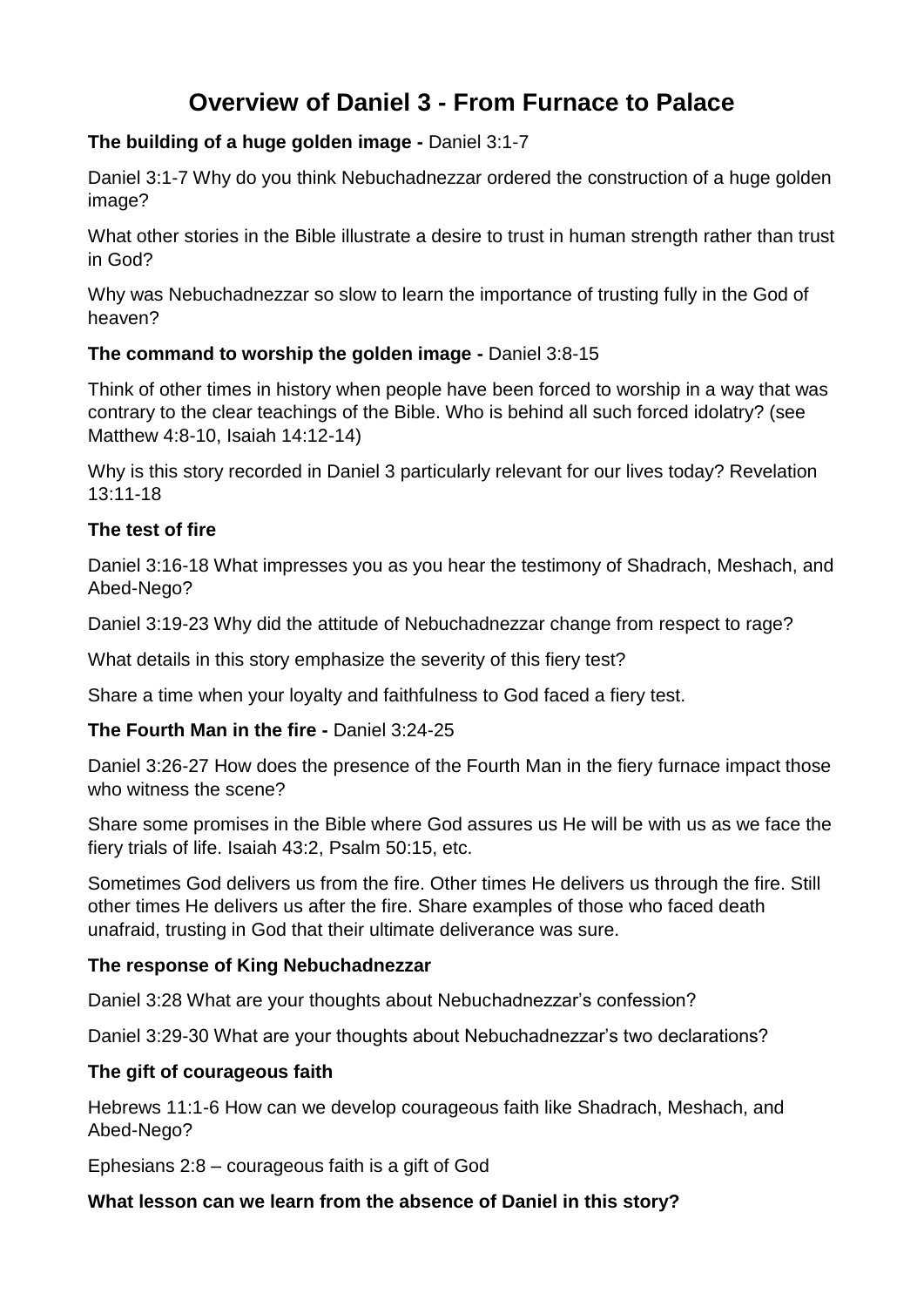# Overview of Daniel 3 - From Furnace to Palace

**The building of a huge golden image -** Daniel 3:1-7

Daniel 3:1-7 Why do you think Nebuchadnezzar ordered the construction of a huge golden image?

What other stories in the Bible illustrate a desire to trust in human strength rather than trust in God?

Why was Nebuchadnezzar so slow to learn the importance of trusting fully in the God of heaven?

**The command to worship the golden image -** Daniel 3:8-15

Think of other times in history when people have been forced to worship in a way that was contrary to the clear teachings of the Bible. Who is behind all such forced idolatry? (see Matthew 4:8-10, Isaiah 14:12-14)

Why is this story recorded in Daniel 3 particularly relevant for our lives today? Revelation 13:11-18

**The test of fire**

Daniel 3:16-18 What impresses you as you hear the testimony of Shadrach, Meshach, and Abed-Nego?

Daniel 3:19-23 Why did the attitude of Nebuchadnezzar change from respect to rage?

What details in this story emphasize the severity of this fiery test?

Share a time when your loyalty and faithfulness to God faced a fiery test.

**The Fourth Man in the fire -** Daniel 3:24-25

Daniel 3:26-27 How does the presence of the Fourth Man in the fiery furnace impact those who witness the scene?

Share some promises in the Bible where God assures us He will be with us as we face the fiery trials of life. Isaiah 43:2, Psalm 50:15, etc.

Sometimes God delivers us from the fire. Other times He delivers us through the fire. Still other times He delivers us after the fire. Share examples of those who faced death unafraid, trusting in God that their ultimate deliverance was sure.

**The response of King Nebuchadnezzar**

Daniel 3:28 What are your thoughts about Nebuchadnezzar's confession?

Daniel 3:29-30 What are your thoughts about Nebuchadnezzar's two declarations?

**The gift of courageous faith**

Hebrews 11:1-6 How can we develop courageous faith like Shadrach, Meshach, and Abed-Nego?

Ephesians 2:8 – courageous faith is a gift of God

**What lesson can we learn from the absence of Daniel in this story?**